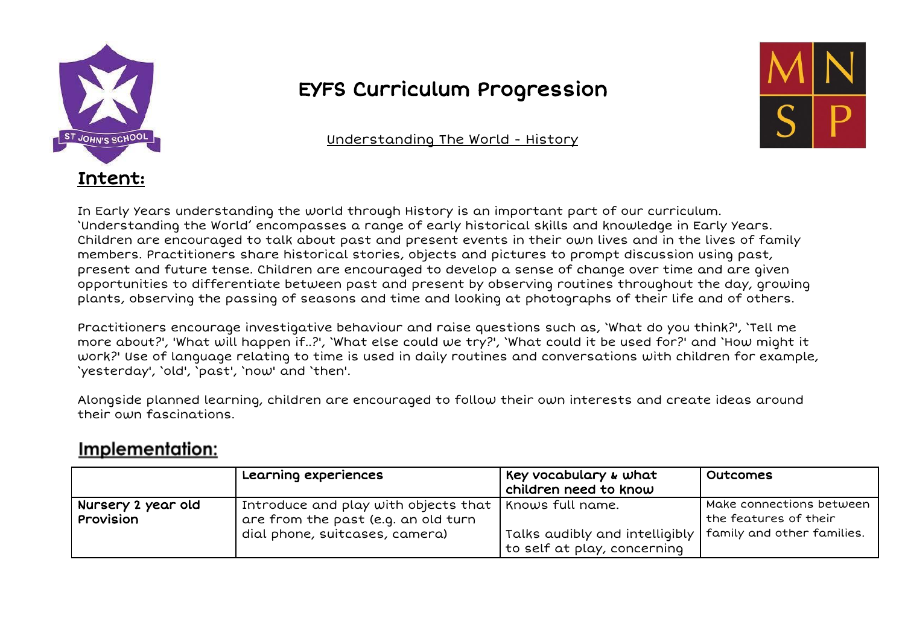# EYFS Curriculum Progression

Understanding The World - History

## Intent:

In Early Years understanding the world through History is an important part of our curriculum. 'Understanding the World' encompasses a range of early historical skills and knowledge in Early Years. Children are encouraged to talk about past and present events in their own lives and in the lives of family members. Practitioners share historical stories, objects and pictures to prompt discussion using past, present and future tense. Children are encouraged to develop a sense of change over time and are given opportunities to differentiate between past and present by observing routines throughout the day, growing plants, observing the passing of seasons and time and looking at photographs of their life and of others.

Practitioners encourage investigative behaviour and raise questions such as, 'What do you think?', 'Tell me more about?', 'What will happen if..?', 'What else could we try?', 'What could it be used for?' and 'How might it work?' Use of language relating to time is used in daily routines and conversations with children for example, 'yesterday', 'old', 'past', 'now' and 'then'.

Alongside planned learning, children are encouraged to follow their own interests and create ideas around their own fascinations.

## Implementation:

| | Learning experiences | Key vocabulary & what children need to know | Outcomes |
|---|---|---|---|
| Nursery 2 year old Provision | Introduce and play with objects that are from the past (e.g. an old turn dial phone, suitcases, camera) | Knows full name.<br><br>Talks audibly and intelligibly to self at play, concerning | Make connections between the features of their family and other families. |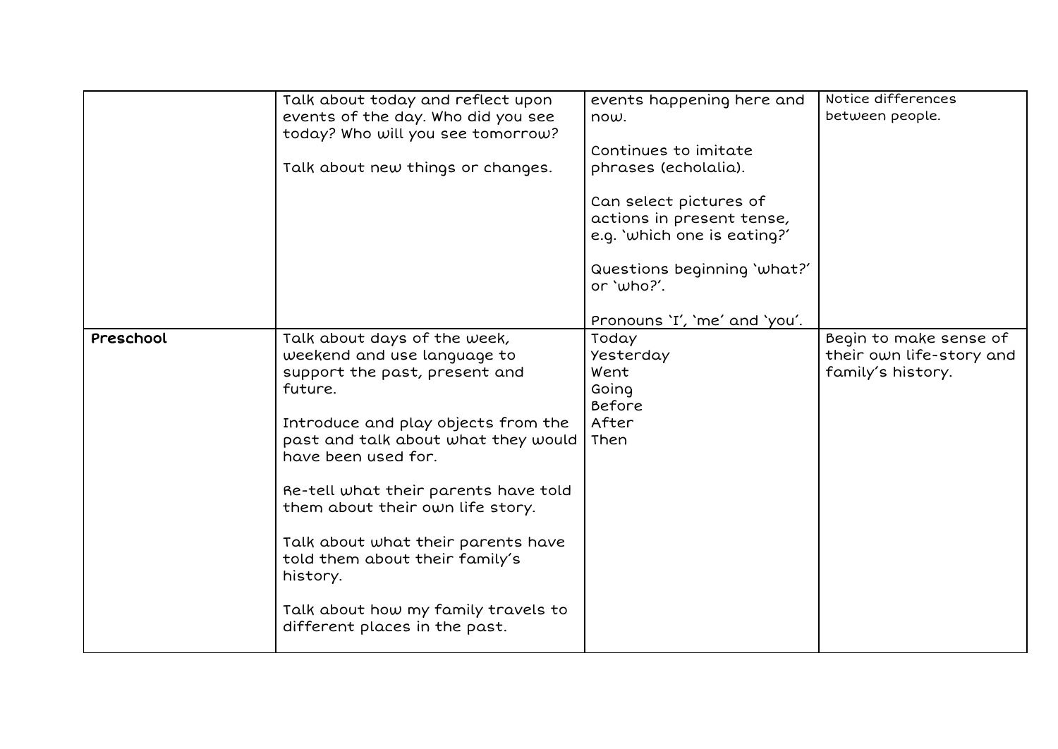| | | | |
|---|---|---|---|
| | Talk about today and reflect upon events of the day. Who did you see today? Who will you see tomorrow?<br><br>Talk about new things or changes. | events happening here and now.<br><br>Continues to imitate phrases (echolalia).<br><br>Can select pictures of actions in present tense, e.g. 'which one is eating?'<br><br>Questions beginning 'what?' or 'who?'.<br><br>Pronouns 'I', 'me' and 'you'. | Notice differences between people. |
| **Preschool** | Talk about days of the week, weekend and use language to support the past, present and future.<br><br>Introduce and play objects from the past and talk about what they would have been used for.<br><br>Re-tell what their parents have told them about their own life story.<br><br>Talk about what their parents have told them about their family's history.<br><br>Talk about how my family travels to different places in the past. | Today<br>Yesterday<br>Went<br>Going<br>Before<br>After<br>Then | Begin to make sense of their own life-story and family's history. |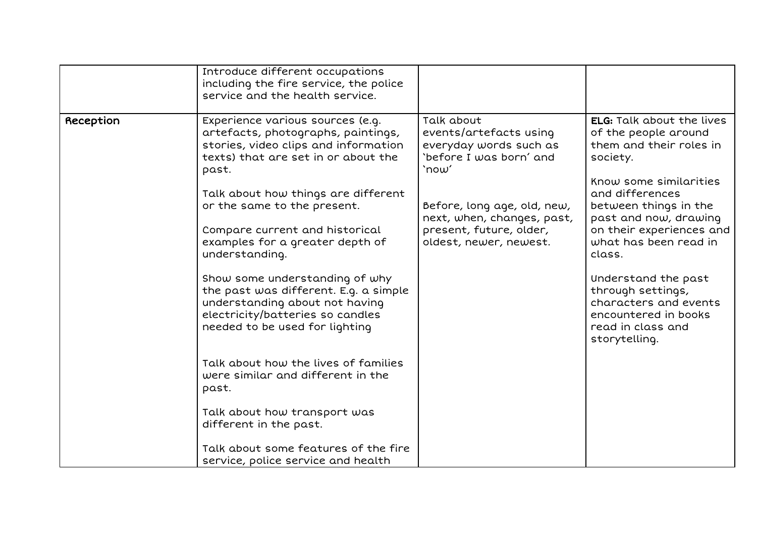| | | | |
|---|---|---|---|
| | Introduce different occupations including the fire service, the police service and the health service. | | |
| Reception | Experience various sources (e.g. artefacts, photographs, paintings, stories, video clips and information texts) that are set in or about the past.<br><br>Talk about how things are different or the same to the present.<br><br>Compare current and historical examples for a greater depth of understanding.<br><br>Show some understanding of why the past was different. E.g. a simple understanding about not having electricity/batteries so candles needed to be used for lighting<br><br>Talk about how the lives of families were similar and different in the past.<br><br>Talk about how transport was different in the past.<br><br>Talk about some features of the fire service, police service and health | Talk about events/artefacts using everyday words such as 'before I was born' and 'now'<br><br>Before, long age, old, new, next, when, changes, past, present, future, older, oldest, newer, newest. | **ELG:** Talk about the lives of the people around them and their roles in society.<br><br>Know some similarities and differences between things in the past and now, drawing on their experiences and what has been read in class.<br><br>Understand the past through settings, characters and events encountered in books read in class and storytelling. |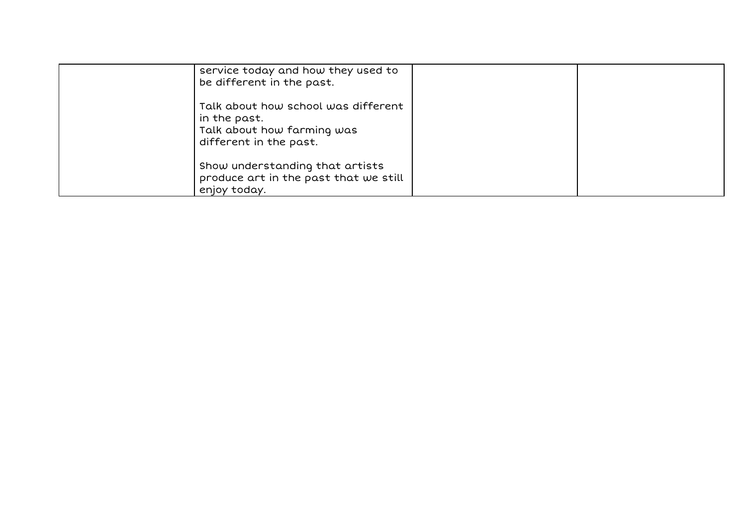| | | | |
|---|---|---|---|
| | service today and how they used to be different in the past.<br><br>Talk about how school was different in the past.<br>Talk about how farming was different in the past.<br><br>Show understanding that artists produce art in the past that we still enjoy today. | | |